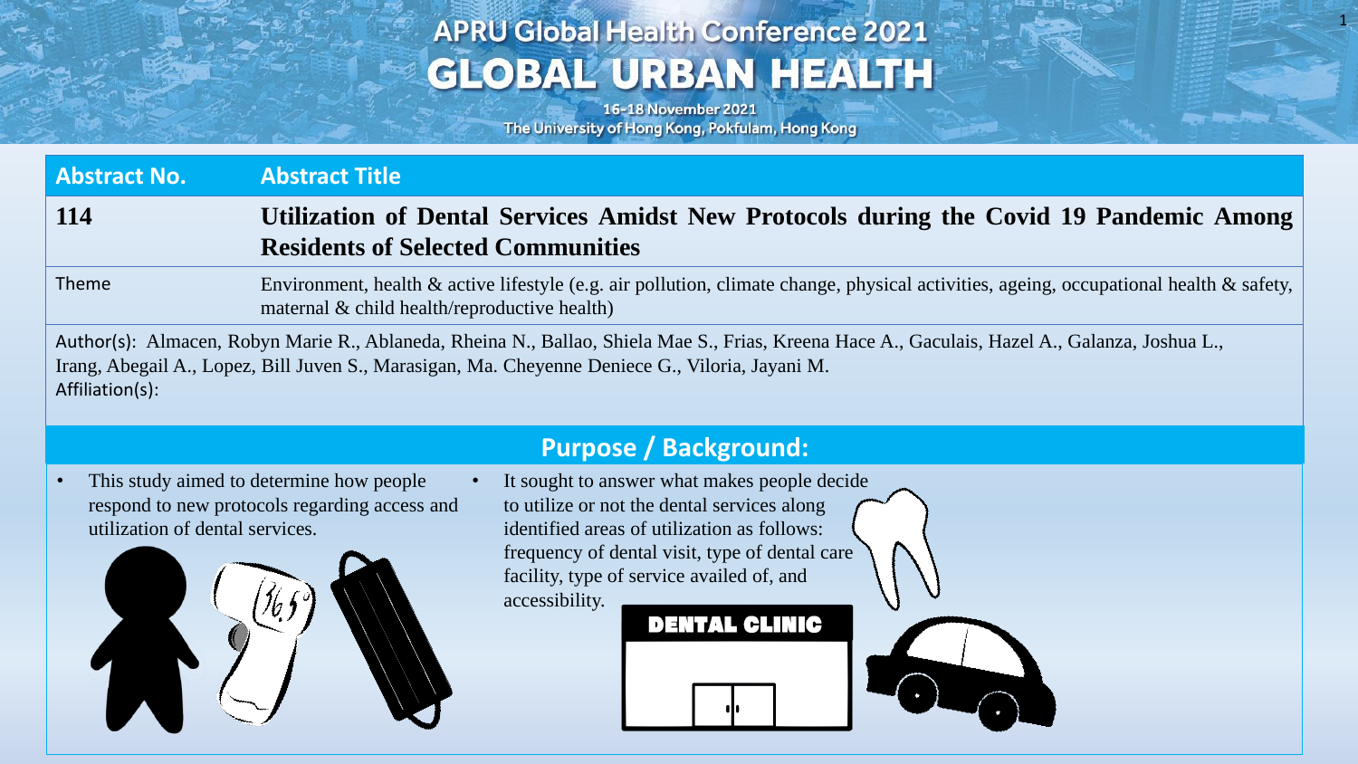# APRU Global Health Conference 2021

## GLOBAL URBAN HEALTH

16-18 November 2021
The University of Hong Kong, Pokfulam, Hong Kong

| Abstract No. | Abstract Title |
| --- | --- |
| **114** | **Utilization of Dental Services Amidst New Protocols during the Covid 19 Pandemic Among Residents of Selected Communities** |
| Theme | Environment, health & active lifestyle (e.g. air pollution, climate change, physical activities, ageing, occupational health & safety, maternal & child health/reproductive health) |

Author(s): Almacen, Robyn Marie R., Ablaneda, Rheina N., Ballao, Shiela Mae S., Frias, Kreena Hace A., Gaculais, Hazel A., Galanza, Joshua L., Irang, Abegail A., Lopez, Bill Juven S., Marasigan, Ma. Cheyenne Deniece G., Viloria, Jayani M.

Affiliation(s):

## Purpose / Background:

- This study aimed to determine how people respond to new protocols regarding access and utilization of dental services.
- It sought to answer what makes people decide to utilize or not the dental services along identified areas of utilization as follows: frequency of dental visit, type of dental care facility, type of service availed of, and accessibility.

DENTAL CLINIC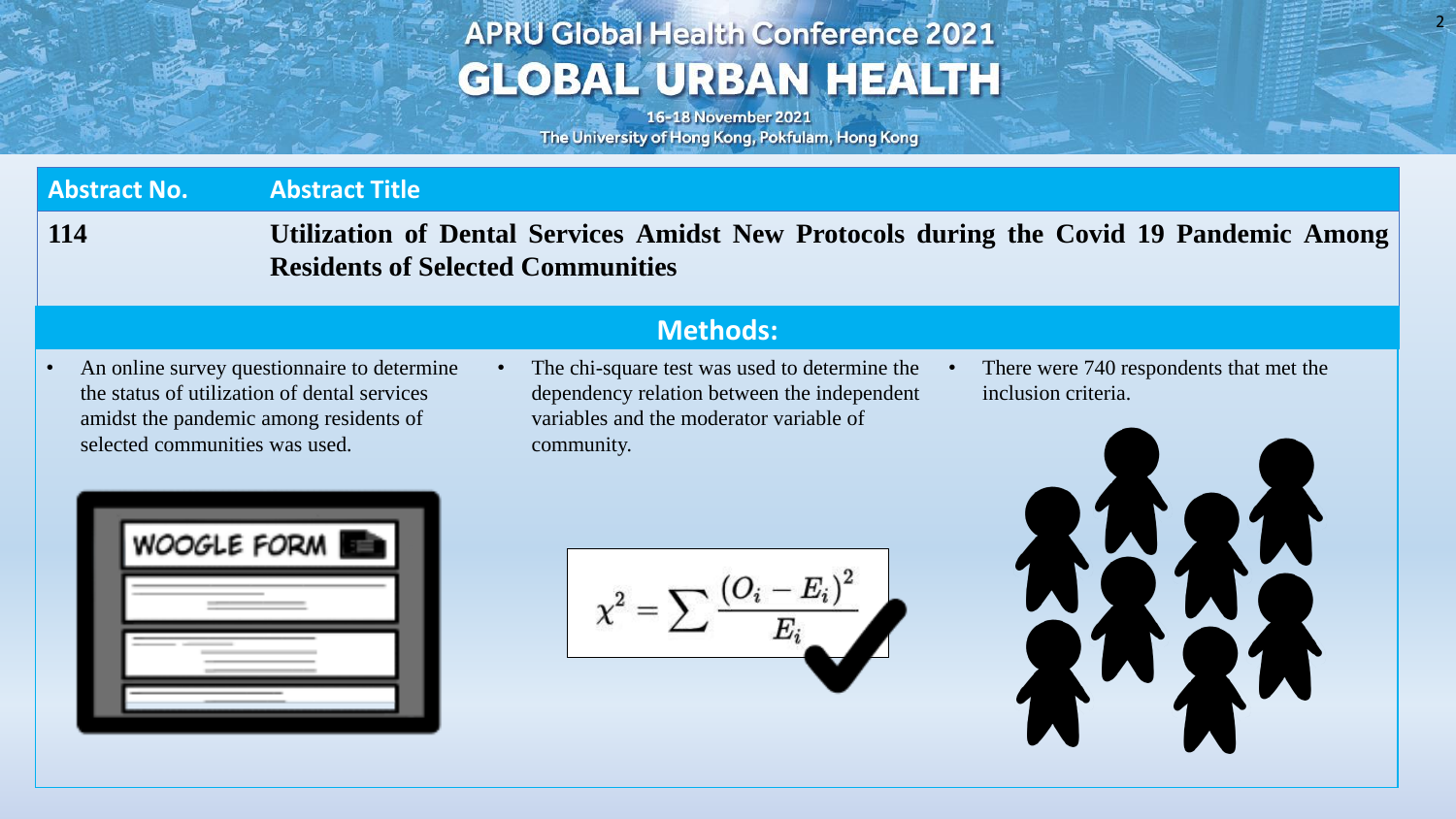| Abstract No. | Abstract Title |
| --- | --- |
| **114** | **Utilization of Dental Services Amidst New Protocols during the Covid 19 Pandemic Among Residents of Selected Communities** |

## Methods:

- An online survey questionnaire to determine the status of utilization of dental services amidst the pandemic among residents of selected communities was used.
- The chi-square test was used to determine the dependency relation between the independent variables and the moderator variable of community.
- There were 740 respondents that met the inclusion criteria.

$$\chi^2 = \sum \frac{(O_i - E_i)^2}{E_i}$$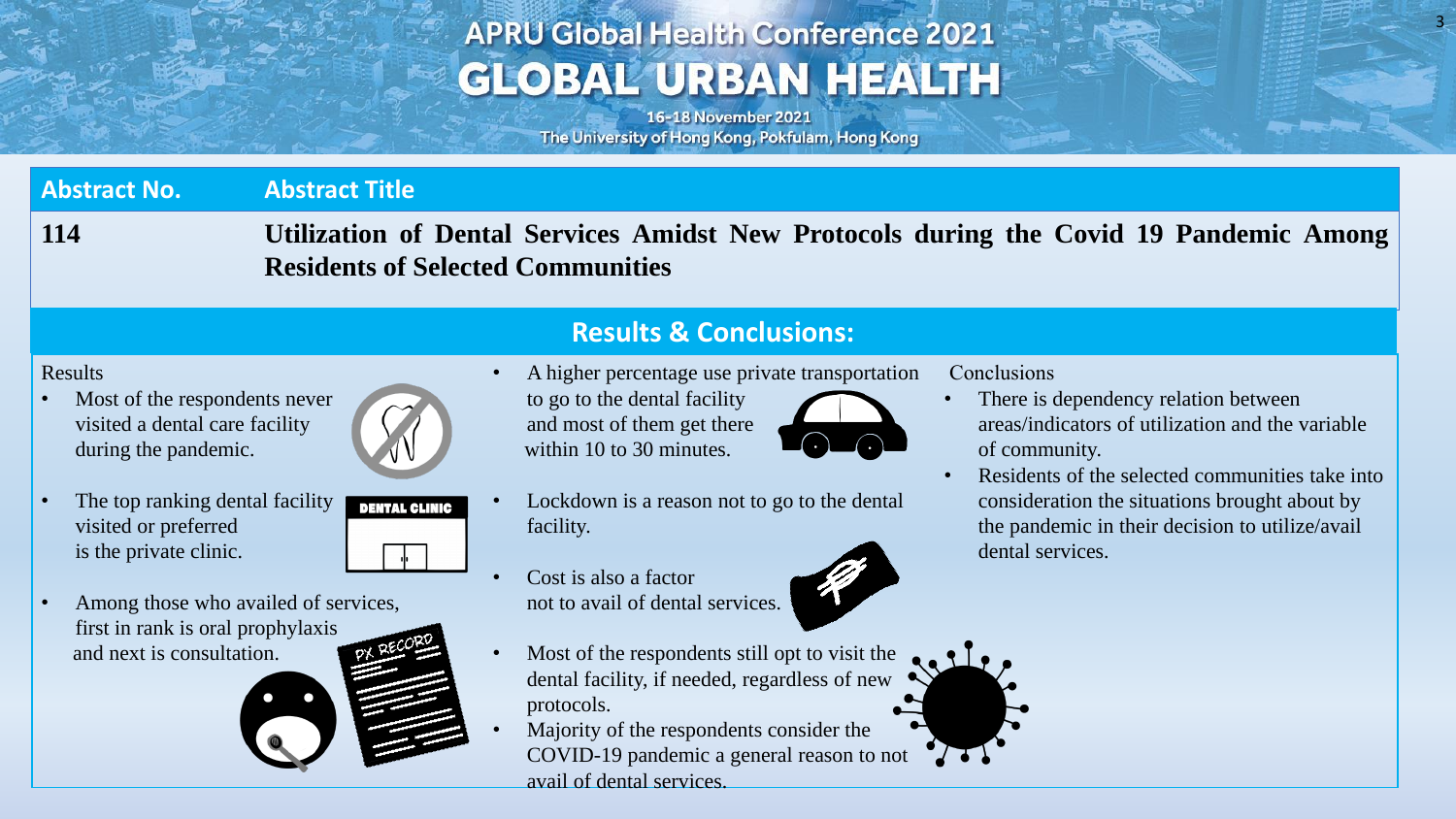APRU Global Health Conference 2021

# GLOBAL URBAN HEALTH

16-18 November 2021
The University of Hong Kong, Pokfulam, Hong Kong

| Abstract No. | Abstract Title |
|---|---|
| 114 | **Utilization of Dental Services Amidst New Protocols during the Covid 19 Pandemic Among Residents of Selected Communities** |

## Results & Conclusions:

### Results

- Most of the respondents never visited a dental care facility during the pandemic.
- The top ranking dental facility visited or preferred is the private clinic.
- Among those who availed of services, first in rank is oral prophylaxis and next is consultation.
- A higher percentage use private transportation to go to the dental facility and most of them get there within 10 to 30 minutes.
- Lockdown is a reason not to go to the dental facility.
- Cost is also a factor not to avail of dental services.
- Most of the respondents still opt to visit the dental facility, if needed, regardless of new protocols.
- Majority of the respondents consider the COVID-19 pandemic a general reason to not avail of dental services.

### Conclusions

- There is dependency relation between areas/indicators of utilization and the variable of community.
- Residents of the selected communities take into consideration the situations brought about by the pandemic in their decision to utilize/avail dental services.